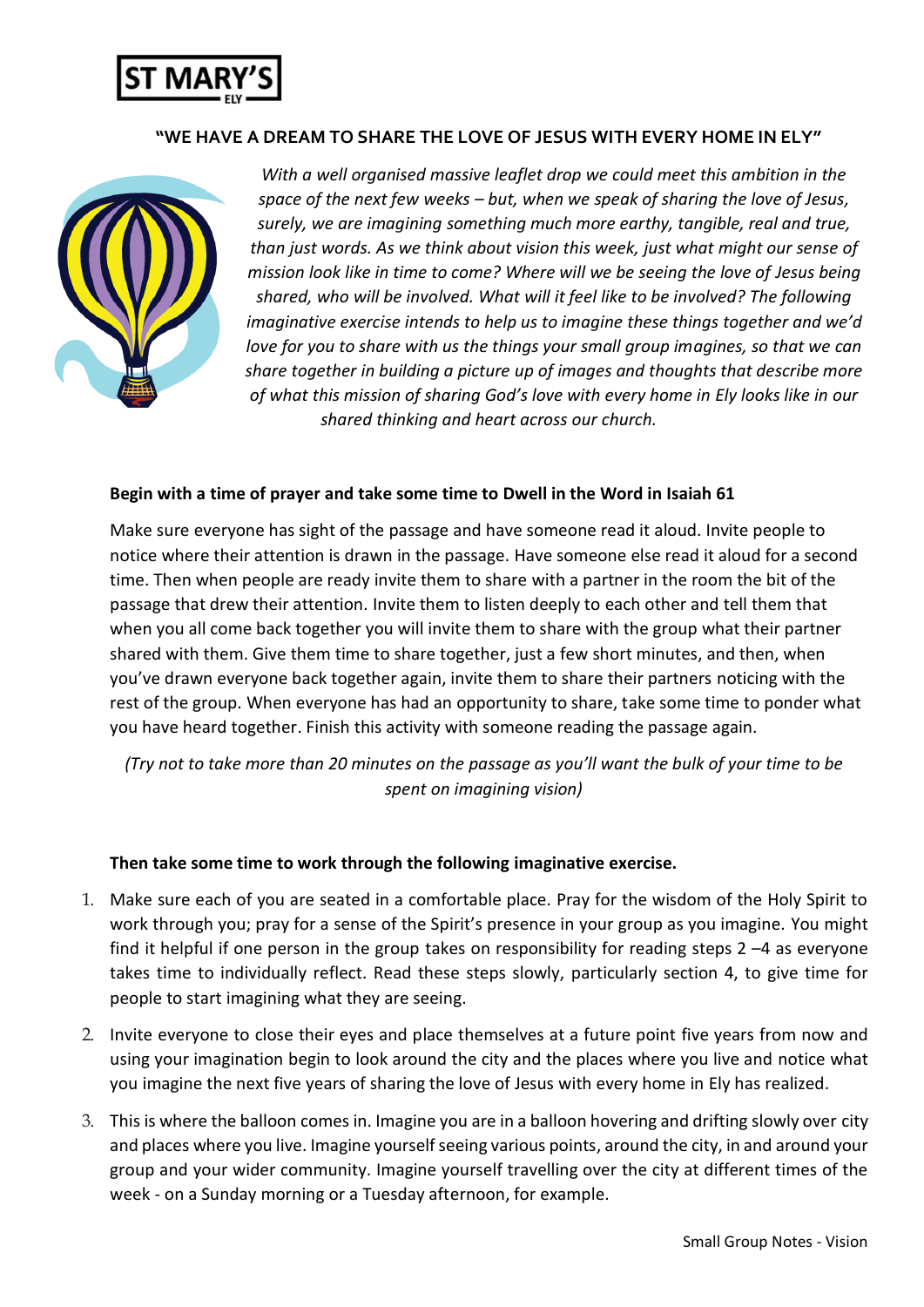ST MARY'S
ELY

## "WE HAVE A DREAM TO SHARE THE LOVE OF JESUS WITH EVERY HOME IN ELY"

*With a well organised massive leaflet drop we could meet this ambition in the space of the next few weeks – but, when we speak of sharing the love of Jesus, surely, we are imagining something much more earthy, tangible, real and true, than just words. As we think about vision this week, just what might our sense of mission look like in time to come? Where will we be seeing the love of Jesus being shared, who will be involved. What will it feel like to be involved? The following imaginative exercise intends to help us to imagine these things together and we'd love for you to share with us the things your small group imagines, so that we can share together in building a picture up of images and thoughts that describe more of what this mission of sharing God's love with every home in Ely looks like in our shared thinking and heart across our church.*

**Begin with a time of prayer and take some time to Dwell in the Word in Isaiah 61**

Make sure everyone has sight of the passage and have someone read it aloud. Invite people to notice where their attention is drawn in the passage. Have someone else read it aloud for a second time. Then when people are ready invite them to share with a partner in the room the bit of the passage that drew their attention. Invite them to listen deeply to each other and tell them that when you all come back together you will invite them to share with the group what their partner shared with them. Give them time to share together, just a few short minutes, and then, when you've drawn everyone back together again, invite them to share their partners noticing with the rest of the group. When everyone has had an opportunity to share, take some time to ponder what you have heard together. Finish this activity with someone reading the passage again.

*(Try not to take more than 20 minutes on the passage as you'll want the bulk of your time to be spent on imagining vision)*

**Then take some time to work through the following imaginative exercise.**

1. Make sure each of you are seated in a comfortable place. Pray for the wisdom of the Holy Spirit to work through you; pray for a sense of the Spirit's presence in your group as you imagine. You might find it helpful if one person in the group takes on responsibility for reading steps 2 –4 as everyone takes time to individually reflect. Read these steps slowly, particularly section 4, to give time for people to start imagining what they are seeing.
2. Invite everyone to close their eyes and place themselves at a future point five years from now and using your imagination begin to look around the city and the places where you live and notice what you imagine the next five years of sharing the love of Jesus with every home in Ely has realized.
3. This is where the balloon comes in. Imagine you are in a balloon hovering and drifting slowly over city and places where you live. Imagine yourself seeing various points, around the city, in and around your group and your wider community. Imagine yourself travelling over the city at different times of the week - on a Sunday morning or a Tuesday afternoon, for example.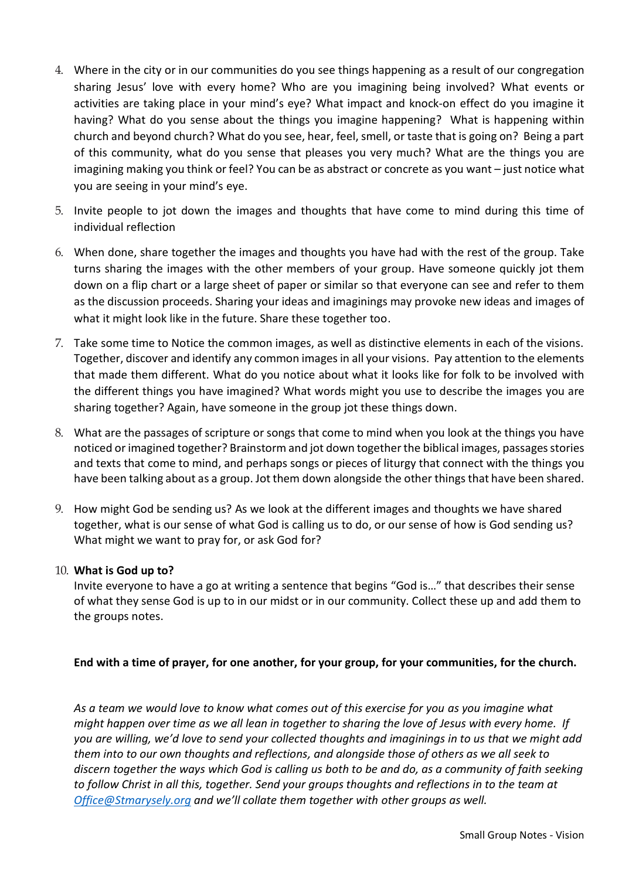4. Where in the city or in our communities do you see things happening as a result of our congregation sharing Jesus' love with every home? Who are you imagining being involved? What events or activities are taking place in your mind's eye? What impact and knock-on effect do you imagine it having? What do you sense about the things you imagine happening? What is happening within church and beyond church? What do you see, hear, feel, smell, or taste that is going on? Being a part of this community, what do you sense that pleases you very much? What are the things you are imagining making you think or feel? You can be as abstract or concrete as you want – just notice what you are seeing in your mind's eye.
5. Invite people to jot down the images and thoughts that have come to mind during this time of individual reflection
6. When done, share together the images and thoughts you have had with the rest of the group. Take turns sharing the images with the other members of your group. Have someone quickly jot them down on a flip chart or a large sheet of paper or similar so that everyone can see and refer to them as the discussion proceeds. Sharing your ideas and imaginings may provoke new ideas and images of what it might look like in the future. Share these together too.
7. Take some time to Notice the common images, as well as distinctive elements in each of the visions. Together, discover and identify any common images in all your visions. Pay attention to the elements that made them different. What do you notice about what it looks like for folk to be involved with the different things you have imagined? What words might you use to describe the images you are sharing together? Again, have someone in the group jot these things down.
8. What are the passages of scripture or songs that come to mind when you look at the things you have noticed or imagined together? Brainstorm and jot down together the biblical images, passages stories and texts that come to mind, and perhaps songs or pieces of liturgy that connect with the things you have been talking about as a group. Jot them down alongside the other things that have been shared.
9. How might God be sending us? As we look at the different images and thoughts we have shared together, what is our sense of what God is calling us to do, or our sense of how is God sending us? What might we want to pray for, or ask God for?
10. **What is God up to?**
    Invite everyone to have a go at writing a sentence that begins "God is…" that describes their sense of what they sense God is up to in our midst or in our community. Collect these up and add them to the groups notes.

**End with a time of prayer, for one another, for your group, for your communities, for the church.**

*As a team we would love to know what comes out of this exercise for you as you imagine what might happen over time as we all lean in together to sharing the love of Jesus with every home. If you are willing, we'd love to send your collected thoughts and imaginings in to us that we might add them into to our own thoughts and reflections, and alongside those of others as we all seek to discern together the ways which God is calling us both to be and do, as a community of faith seeking to follow Christ in all this, together. Send your groups thoughts and reflections in to the team at [Office@Stmarysely.org](mailto:Office@Stmarysely.org) and we'll collate them together with other groups as well.*